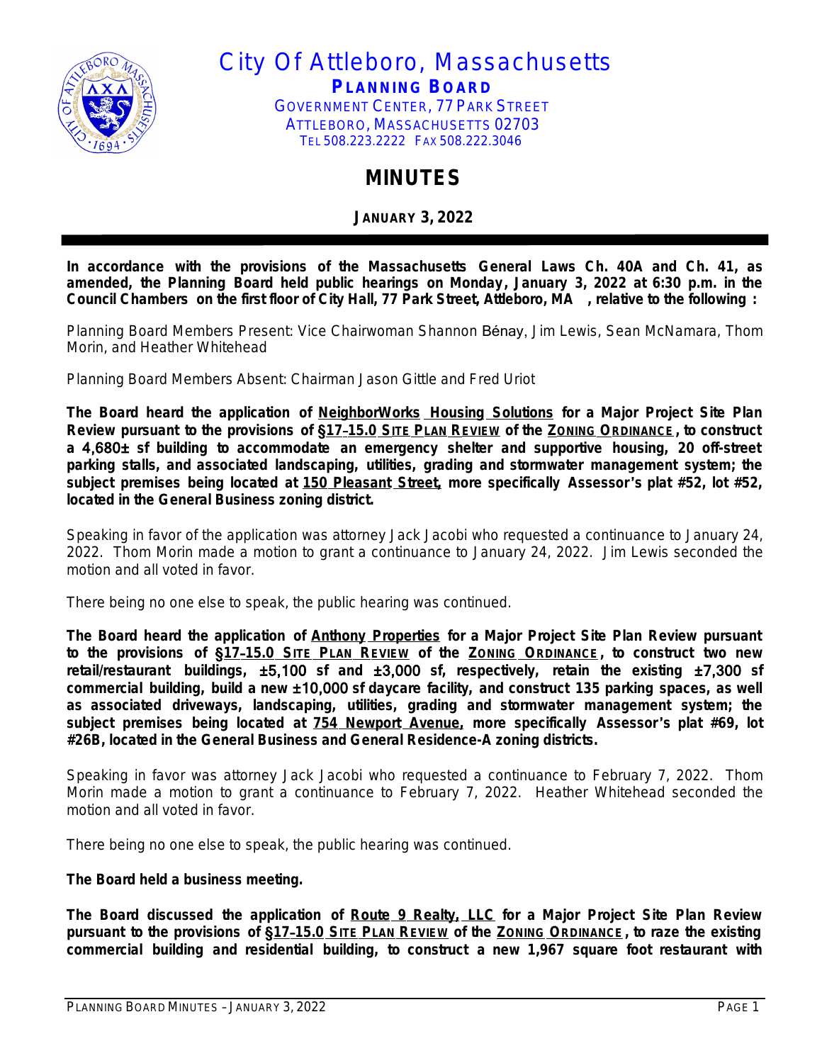# City Of Attleboro, Massachusetts

**PLANNING BOARD**

GOVERNMENT CENTER, 77 PARK STREET
ATTLEBORO, MASSACHUSETTS 02703
TEL 508.223.2222 FAX 508.222.3046

## MINUTES

**JANUARY 3, 2022**

**In accordance with the provisions of the Massachusetts General Laws Ch. 40A and Ch. 41, as amended, the Planning Board held public hearings on Monday, January 3, 2022 at 6:30 p.m. in the Council Chambers on the first floor of City Hall, 77 Park Street, Attleboro, MA , relative to the following :**

Planning Board Members Present: Vice Chairwoman Shannon Bénay, Jim Lewis, Sean McNamara, Thom Morin, and Heather Whitehead

Planning Board Members Absent: Chairman Jason Gittle and Fred Uriot

**The Board heard the application of NeighborWorks Housing Solutions for a Major Project Site Plan Review pursuant to the provisions of §17-15.0 SITE PLAN REVIEW of the ZONING ORDINANCE, to construct a 4,680± sf building to accommodate an emergency shelter and supportive housing, 20 off-street parking stalls, and associated landscaping, utilities, grading and stormwater management system; the subject premises being located at 150 Pleasant Street, more specifically Assessor's plat #52, lot #52, located in the General Business zoning district.**

Speaking in favor of the application was attorney Jack Jacobi who requested a continuance to January 24, 2022. Thom Morin made a motion to grant a continuance to January 24, 2022. Jim Lewis seconded the motion and all voted in favor.

There being no one else to speak, the public hearing was continued.

**The Board heard the application of Anthony Properties for a Major Project Site Plan Review pursuant to the provisions of §17-15.0 SITE PLAN REVIEW of the ZONING ORDINANCE, to construct two new retail/restaurant buildings, ±5,100 sf and ±3,000 sf, respectively, retain the existing ±7,300 sf commercial building, build a new ±10,000 sf daycare facility, and construct 135 parking spaces, as well as associated driveways, landscaping, utilities, grading and stormwater management system; the subject premises being located at 754 Newport Avenue, more specifically Assessor's plat #69, lot #26B, located in the General Business and General Residence-A zoning districts.**

Speaking in favor was attorney Jack Jacobi who requested a continuance to February 7, 2022. Thom Morin made a motion to grant a continuance to February 7, 2022. Heather Whitehead seconded the motion and all voted in favor.

There being no one else to speak, the public hearing was continued.

**The Board held a business meeting.**

**The Board discussed the application of Route 9 Realty, LLC for a Major Project Site Plan Review pursuant to the provisions of §17-15.0 SITE PLAN REVIEW of the ZONING ORDINANCE, to raze the existing commercial building and residential building, to construct a new 1,967 square foot restaurant with**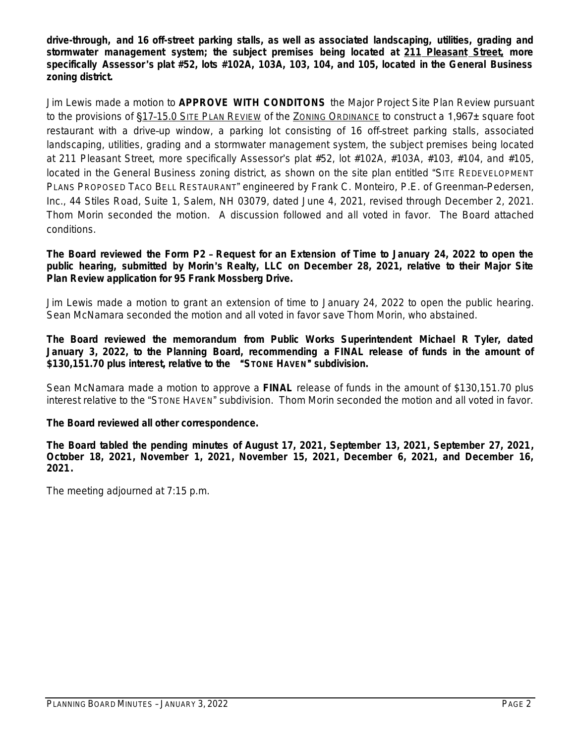**drive-through, and 16 off-street parking stalls, as well as associated landscaping, utilities, grading and stormwater management system; the subject premises being located at 211 Pleasant Street, more specifically Assessor's plat #52, lots #102A, 103A, 103, 104, and 105, located in the General Business zoning district.**

Jim Lewis made a motion to **APPROVE WITH CONDITONS** the Major Project Site Plan Review pursuant to the provisions of §17-15.0 SITE PLAN REVIEW of the ZONING ORDINANCE to construct a 1,967± square foot restaurant with a drive-up window, a parking lot consisting of 16 off-street parking stalls, associated landscaping, utilities, grading and a stormwater management system, the subject premises being located at 211 Pleasant Street, more specifically Assessor's plat #52, lot #102A, #103A, #103, #104, and #105, located in the General Business zoning district, as shown on the site plan entitled "SITE REDEVELOPMENT PLANS PROPOSED TACO BELL RESTAURANT" engineered by Frank C. Monteiro, P.E. of Greenman-Pedersen, Inc., 44 Stiles Road, Suite 1, Salem, NH 03079, dated June 4, 2021, revised through December 2, 2021. Thom Morin seconded the motion. A discussion followed and all voted in favor. The Board attached conditions.

**The Board reviewed the Form P2 – Request for an Extension of Time to January 24, 2022 to open the public hearing, submitted by Morin's Realty, LLC on December 28, 2021, relative to their Major Site Plan Review application for 95 Frank Mossberg Drive.**

Jim Lewis made a motion to grant an extension of time to January 24, 2022 to open the public hearing. Sean McNamara seconded the motion and all voted in favor save Thom Morin, who abstained.

**The Board reviewed the memorandum from Public Works Superintendent Michael R Tyler, dated January 3, 2022, to the Planning Board, recommending a FINAL release of funds in the amount of $130,151.70 plus interest, relative to the "STONE HAVEN" subdivision.**

Sean McNamara made a motion to approve a **FINAL** release of funds in the amount of $130,151.70 plus interest relative to the "STONE HAVEN" subdivision. Thom Morin seconded the motion and all voted in favor.

**The Board reviewed all other correspondence.**

**The Board tabled the pending minutes of August 17, 2021, September 13, 2021, September 27, 2021, October 18, 2021, November 1, 2021, November 15, 2021, December 6, 2021, and December 16, 2021.**

The meeting adjourned at 7:15 p.m.